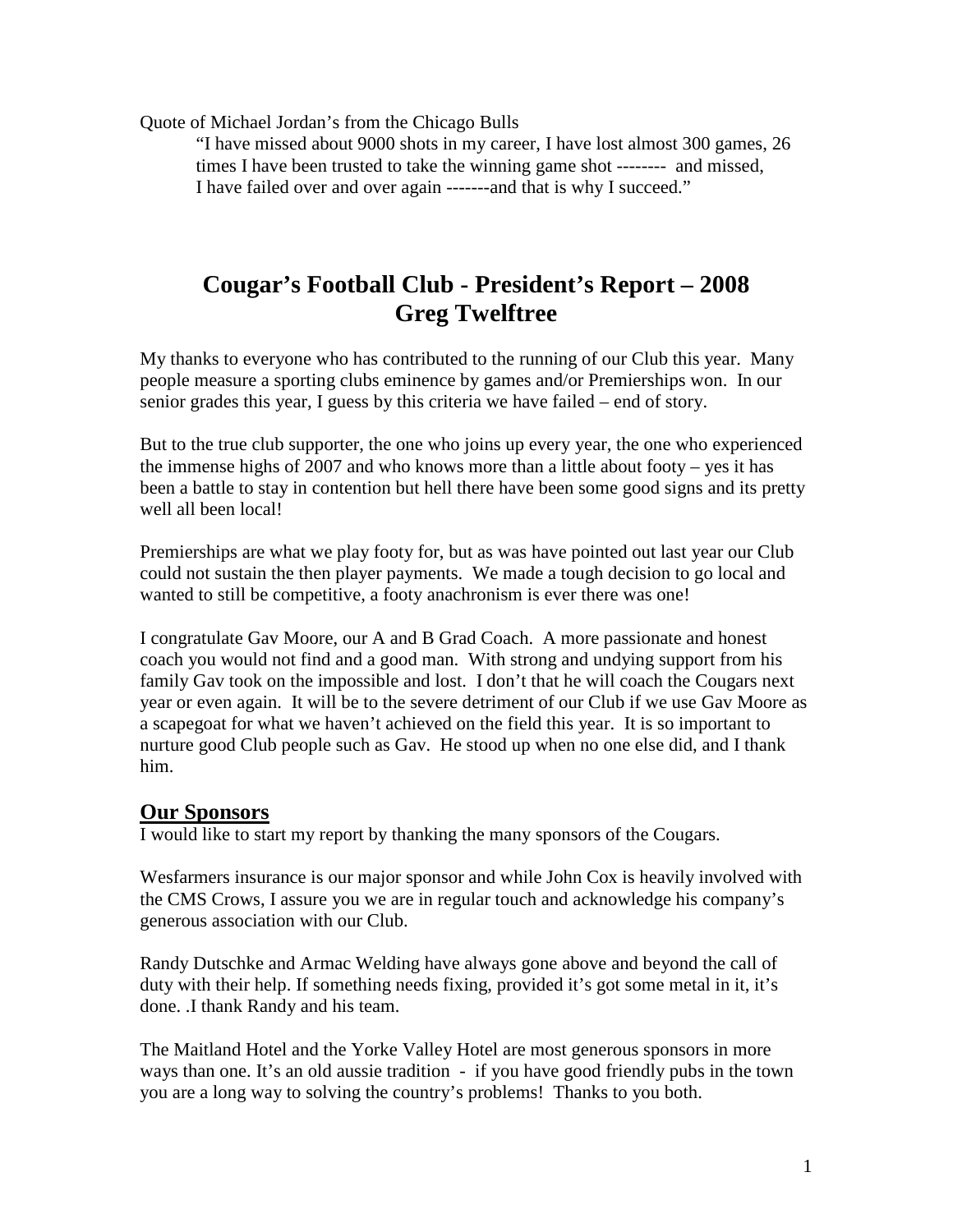Quote of Michael Jordan's from the Chicago Bulls

> "I have missed about 9000 shots in my career, I have lost almost 300 games, 26 times I have been trusted to take the winning game shot -------- and missed, I have failed over and over again -------and that is why I succeed."

# Cougar's Football Club - President's Report – 2008
# Greg Twelftree

My thanks to everyone who has contributed to the running of our Club this year. Many people measure a sporting clubs eminence by games and/or Premierships won. In our senior grades this year, I guess by this criteria we have failed – end of story.

But to the true club supporter, the one who joins up every year, the one who experienced the immense highs of 2007 and who knows more than a little about footy – yes it has been a battle to stay in contention but hell there have been some good signs and its pretty well all been local!

Premierships are what we play footy for, but as was have pointed out last year our Club could not sustain the then player payments. We made a tough decision to go local and wanted to still be competitive, a footy anachronism is ever there was one!

I congratulate Gav Moore, our A and B Grad Coach. A more passionate and honest coach you would not find and a good man. With strong and undying support from his family Gav took on the impossible and lost. I don't that he will coach the Cougars next year or even again. It will be to the severe detriment of our Club if we use Gav Moore as a scapegoat for what we haven't achieved on the field this year. It is so important to nurture good Club people such as Gav. He stood up when no one else did, and I thank him.

## Our Sponsors

I would like to start my report by thanking the many sponsors of the Cougars.

Wesfarmers insurance is our major sponsor and while John Cox is heavily involved with the CMS Crows, I assure you we are in regular touch and acknowledge his company's generous association with our Club.

Randy Dutschke and Armac Welding have always gone above and beyond the call of duty with their help. If something needs fixing, provided it's got some metal in it, it's done. .I thank Randy and his team.

The Maitland Hotel and the Yorke Valley Hotel are most generous sponsors in more ways than one. It's an old aussie tradition - if you have good friendly pubs in the town you are a long way to solving the country's problems! Thanks to you both.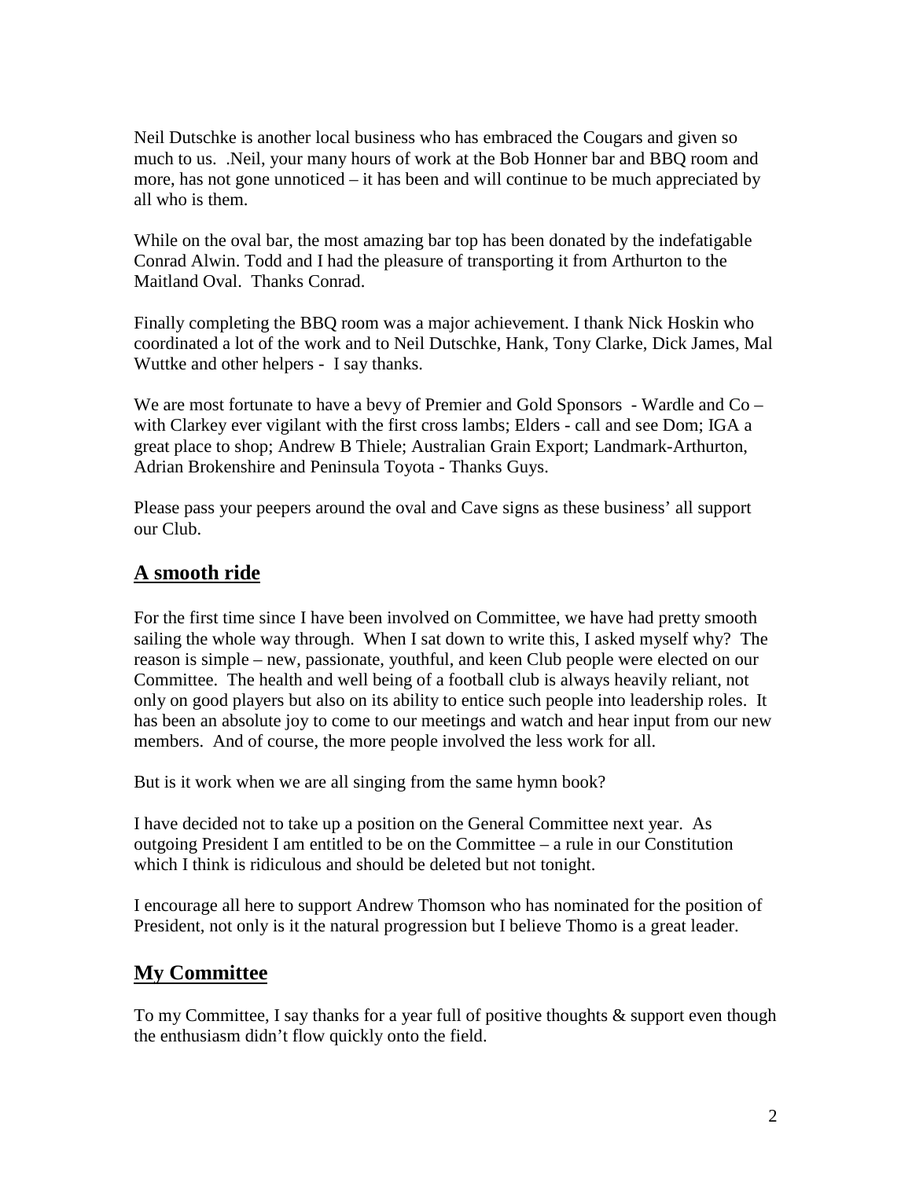Neil Dutschke is another local business who has embraced the Cougars and given so much to us. .Neil, your many hours of work at the Bob Honner bar and BBQ room and more, has not gone unnoticed – it has been and will continue to be much appreciated by all who is them.

While on the oval bar, the most amazing bar top has been donated by the indefatigable Conrad Alwin. Todd and I had the pleasure of transporting it from Arthurton to the Maitland Oval. Thanks Conrad.

Finally completing the BBQ room was a major achievement. I thank Nick Hoskin who coordinated a lot of the work and to Neil Dutschke, Hank, Tony Clarke, Dick James, Mal Wuttke and other helpers - I say thanks.

We are most fortunate to have a bevy of Premier and Gold Sponsors - Wardle and Co – with Clarkey ever vigilant with the first cross lambs; Elders - call and see Dom; IGA a great place to shop; Andrew B Thiele; Australian Grain Export; Landmark-Arthurton, Adrian Brokenshire and Peninsula Toyota - Thanks Guys.

Please pass your peepers around the oval and Cave signs as these business' all support our Club.

## A smooth ride

For the first time since I have been involved on Committee, we have had pretty smooth sailing the whole way through. When I sat down to write this, I asked myself why? The reason is simple – new, passionate, youthful, and keen Club people were elected on our Committee. The health and well being of a football club is always heavily reliant, not only on good players but also on its ability to entice such people into leadership roles. It has been an absolute joy to come to our meetings and watch and hear input from our new members. And of course, the more people involved the less work for all.

But is it work when we are all singing from the same hymn book?

I have decided not to take up a position on the General Committee next year. As outgoing President I am entitled to be on the Committee – a rule in our Constitution which I think is ridiculous and should be deleted but not tonight.

I encourage all here to support Andrew Thomson who has nominated for the position of President, not only is it the natural progression but I believe Thomo is a great leader.

## My Committee

To my Committee, I say thanks for a year full of positive thoughts & support even though the enthusiasm didn't flow quickly onto the field.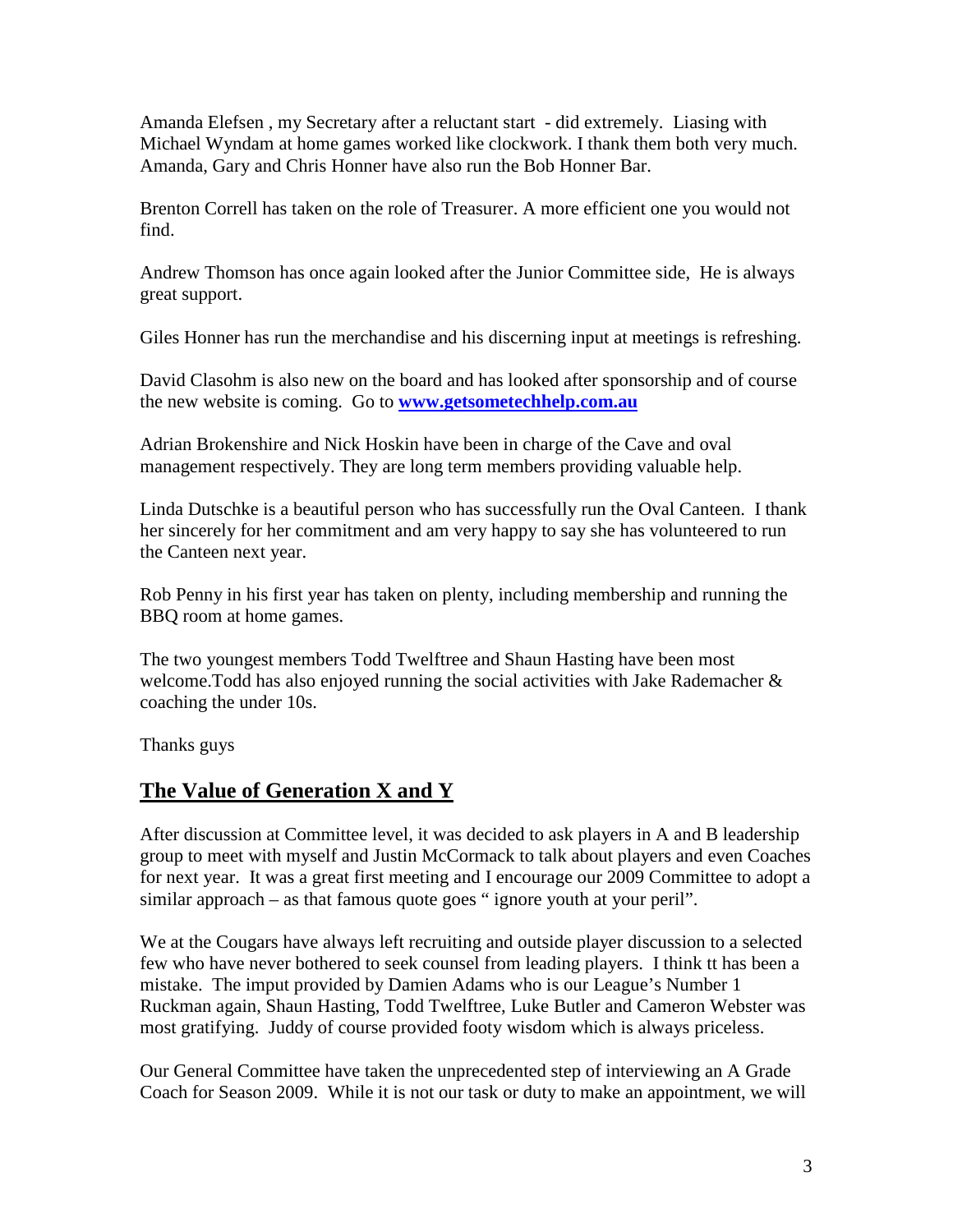Amanda Elefsen , my Secretary after a reluctant start - did extremely. Liasing with Michael Wyndam at home games worked like clockwork. I thank them both very much. Amanda, Gary and Chris Honner have also run the Bob Honner Bar.

Brenton Correll has taken on the role of Treasurer. A more efficient one you would not find.

Andrew Thomson has once again looked after the Junior Committee side, He is always great support.

Giles Honner has run the merchandise and his discerning input at meetings is refreshing.

David Clasohm is also new on the board and has looked after sponsorship and of course the new website is coming. Go to **www.getsometechhelp.com.au**

Adrian Brokenshire and Nick Hoskin have been in charge of the Cave and oval management respectively. They are long term members providing valuable help.

Linda Dutschke is a beautiful person who has successfully run the Oval Canteen. I thank her sincerely for her commitment and am very happy to say she has volunteered to run the Canteen next year.

Rob Penny in his first year has taken on plenty, including membership and running the BBQ room at home games.

The two youngest members Todd Twelftree and Shaun Hasting have been most welcome.Todd has also enjoyed running the social activities with Jake Rademacher & coaching the under 10s.

Thanks guys

## The Value of Generation X and Y

After discussion at Committee level, it was decided to ask players in A and B leadership group to meet with myself and Justin McCormack to talk about players and even Coaches for next year. It was a great first meeting and I encourage our 2009 Committee to adopt a similar approach – as that famous quote goes " ignore youth at your peril".

We at the Cougars have always left recruiting and outside player discussion to a selected few who have never bothered to seek counsel from leading players. I think tt has been a mistake. The imput provided by Damien Adams who is our League's Number 1 Ruckman again, Shaun Hasting, Todd Twelftree, Luke Butler and Cameron Webster was most gratifying. Juddy of course provided footy wisdom which is always priceless.

Our General Committee have taken the unprecedented step of interviewing an A Grade Coach for Season 2009. While it is not our task or duty to make an appointment, we will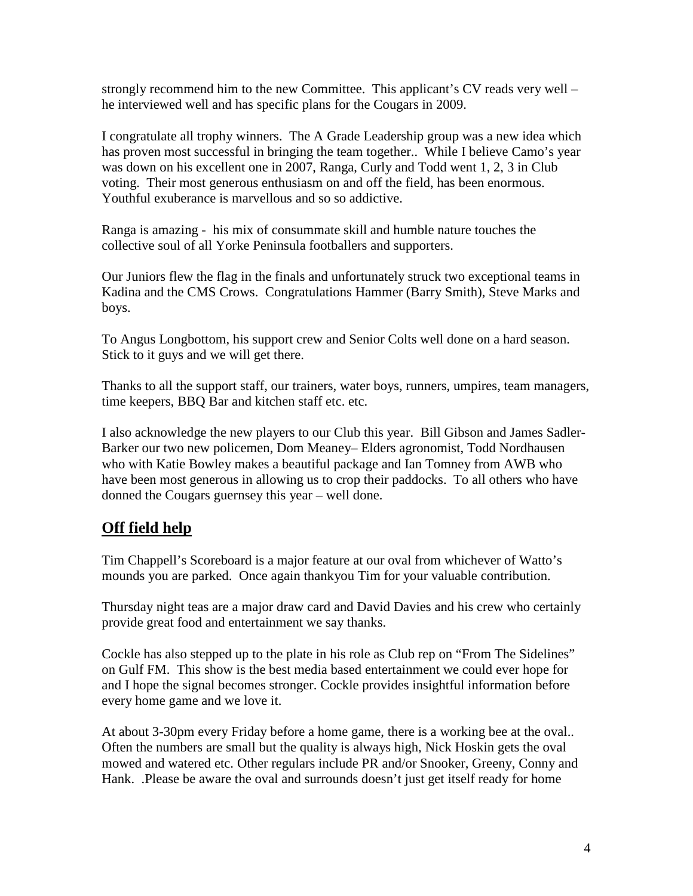strongly recommend him to the new Committee. This applicant's CV reads very well – he interviewed well and has specific plans for the Cougars in 2009.

I congratulate all trophy winners. The A Grade Leadership group was a new idea which has proven most successful in bringing the team together.. While I believe Camo's year was down on his excellent one in 2007, Ranga, Curly and Todd went 1, 2, 3 in Club voting. Their most generous enthusiasm on and off the field, has been enormous. Youthful exuberance is marvellous and so so addictive.

Ranga is amazing - his mix of consummate skill and humble nature touches the collective soul of all Yorke Peninsula footballers and supporters.

Our Juniors flew the flag in the finals and unfortunately struck two exceptional teams in Kadina and the CMS Crows. Congratulations Hammer (Barry Smith), Steve Marks and boys.

To Angus Longbottom, his support crew and Senior Colts well done on a hard season. Stick to it guys and we will get there.

Thanks to all the support staff, our trainers, water boys, runners, umpires, team managers, time keepers, BBQ Bar and kitchen staff etc. etc.

I also acknowledge the new players to our Club this year. Bill Gibson and James Sadler-Barker our two new policemen, Dom Meaney– Elders agronomist, Todd Nordhausen who with Katie Bowley makes a beautiful package and Ian Tomney from AWB who have been most generous in allowing us to crop their paddocks. To all others who have donned the Cougars guernsey this year – well done.

## Off field help

Tim Chappell's Scoreboard is a major feature at our oval from whichever of Watto's mounds you are parked. Once again thankyou Tim for your valuable contribution.

Thursday night teas are a major draw card and David Davies and his crew who certainly provide great food and entertainment we say thanks.

Cockle has also stepped up to the plate in his role as Club rep on "From The Sidelines" on Gulf FM. This show is the best media based entertainment we could ever hope for and I hope the signal becomes stronger. Cockle provides insightful information before every home game and we love it.

At about 3-30pm every Friday before a home game, there is a working bee at the oval.. Often the numbers are small but the quality is always high, Nick Hoskin gets the oval mowed and watered etc. Other regulars include PR and/or Snooker, Greeny, Conny and Hank. .Please be aware the oval and surrounds doesn't just get itself ready for home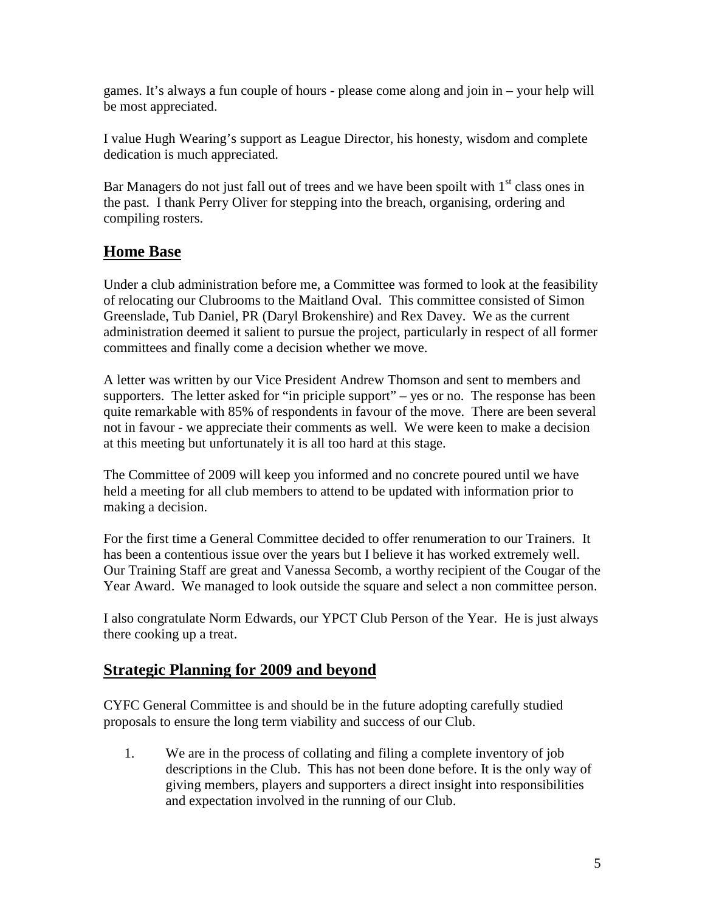games. It's always a fun couple of hours - please come along and join in – your help will be most appreciated.

I value Hugh Wearing's support as League Director, his honesty, wisdom and complete dedication is much appreciated.

Bar Managers do not just fall out of trees and we have been spoilt with 1st class ones in the past. I thank Perry Oliver for stepping into the breach, organising, ordering and compiling rosters.

## Home Base

Under a club administration before me, a Committee was formed to look at the feasibility of relocating our Clubrooms to the Maitland Oval. This committee consisted of Simon Greenslade, Tub Daniel, PR (Daryl Brokenshire) and Rex Davey. We as the current administration deemed it salient to pursue the project, particularly in respect of all former committees and finally come a decision whether we move.

A letter was written by our Vice President Andrew Thomson and sent to members and supporters. The letter asked for "in priciple support" – yes or no. The response has been quite remarkable with 85% of respondents in favour of the move. There are been several not in favour - we appreciate their comments as well. We were keen to make a decision at this meeting but unfortunately it is all too hard at this stage.

The Committee of 2009 will keep you informed and no concrete poured until we have held a meeting for all club members to attend to be updated with information prior to making a decision.

For the first time a General Committee decided to offer renumeration to our Trainers. It has been a contentious issue over the years but I believe it has worked extremely well. Our Training Staff are great and Vanessa Secomb, a worthy recipient of the Cougar of the Year Award. We managed to look outside the square and select a non committee person.

I also congratulate Norm Edwards, our YPCT Club Person of the Year. He is just always there cooking up a treat.

## Strategic Planning for 2009 and beyond

CYFC General Committee is and should be in the future adopting carefully studied proposals to ensure the long term viability and success of our Club.

1. We are in the process of collating and filing a complete inventory of job descriptions in the Club. This has not been done before. It is the only way of giving members, players and supporters a direct insight into responsibilities and expectation involved in the running of our Club.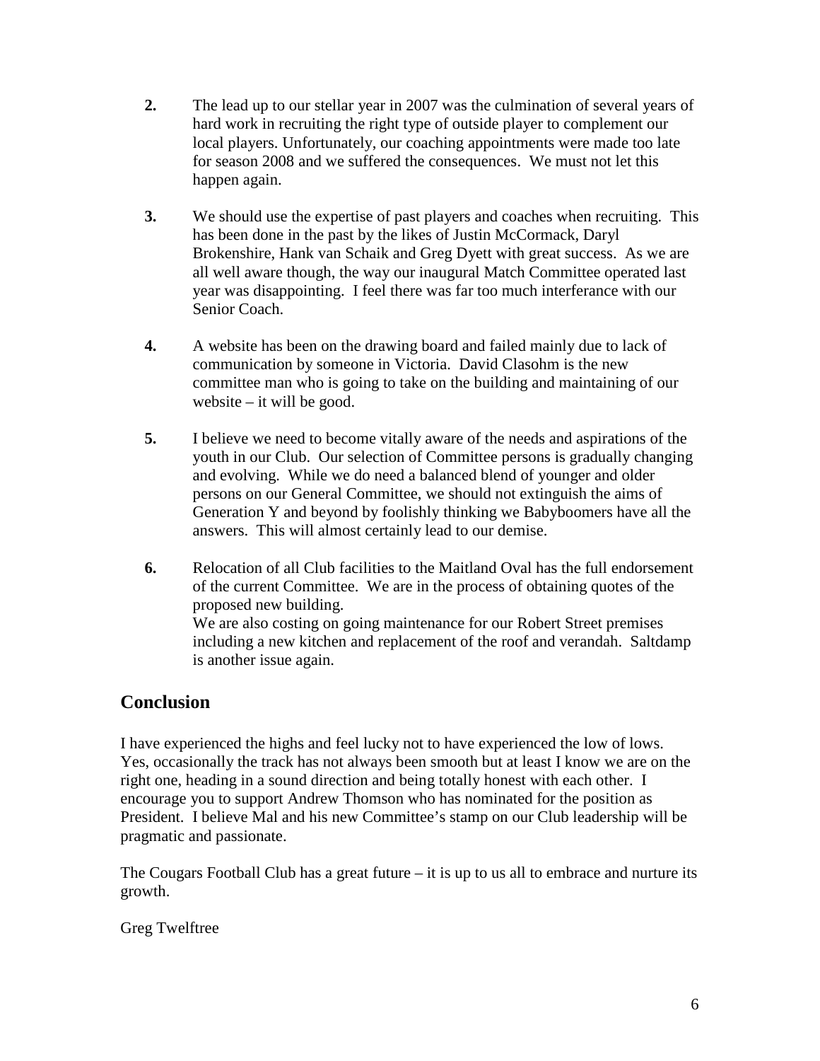**2.** The lead up to our stellar year in 2007 was the culmination of several years of hard work in recruiting the right type of outside player to complement our local players. Unfortunately, our coaching appointments were made too late for season 2008 and we suffered the consequences. We must not let this happen again.

**3.** We should use the expertise of past players and coaches when recruiting. This has been done in the past by the likes of Justin McCormack, Daryl Brokenshire, Hank van Schaik and Greg Dyett with great success. As we are all well aware though, the way our inaugural Match Committee operated last year was disappointing. I feel there was far too much interferance with our Senior Coach.

**4.** A website has been on the drawing board and failed mainly due to lack of communication by someone in Victoria. David Clasohm is the new committee man who is going to take on the building and maintaining of our website – it will be good.

**5.** I believe we need to become vitally aware of the needs and aspirations of the youth in our Club. Our selection of Committee persons is gradually changing and evolving. While we do need a balanced blend of younger and older persons on our General Committee, we should not extinguish the aims of Generation Y and beyond by foolishly thinking we Babyboomers have all the answers. This will almost certainly lead to our demise.

**6.** Relocation of all Club facilities to the Maitland Oval has the full endorsement of the current Committee. We are in the process of obtaining quotes of the proposed new building.
We are also costing on going maintenance for our Robert Street premises including a new kitchen and replacement of the roof and verandah. Saltdamp is another issue again.

## Conclusion

I have experienced the highs and feel lucky not to have experienced the low of lows. Yes, occasionally the track has not always been smooth but at least I know we are on the right one, heading in a sound direction and being totally honest with each other. I encourage you to support Andrew Thomson who has nominated for the position as President. I believe Mal and his new Committee's stamp on our Club leadership will be pragmatic and passionate.

The Cougars Football Club has a great future – it is up to us all to embrace and nurture its growth.

Greg Twelftree